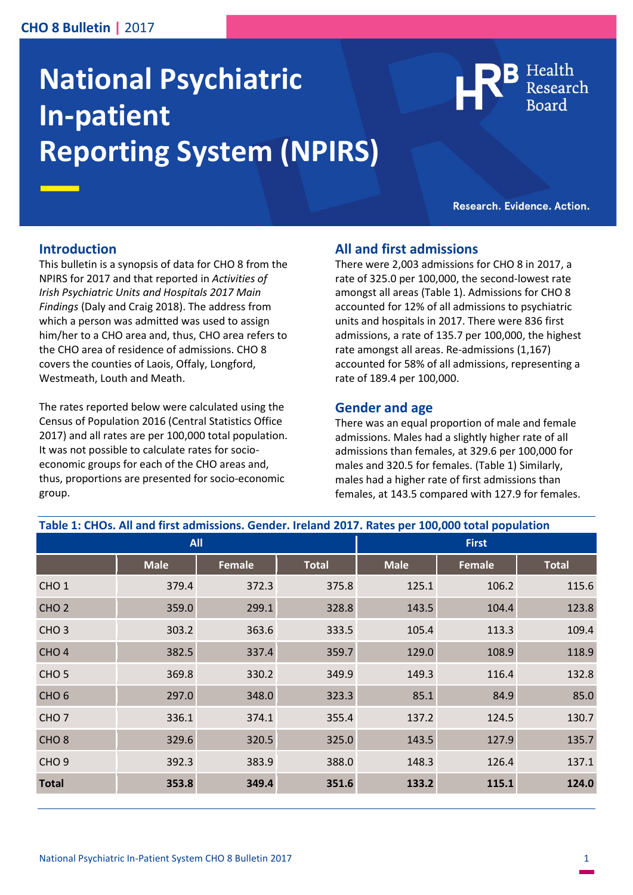CHO 8 Bulletin | 2017

# National Psychiatric In-patient Reporting System (NPIRS)

Health Research Board

Research. Evidence. Action.

## Introduction

This bulletin is a synopsis of data for CHO 8 from the NPIRS for 2017 and that reported in *Activities of Irish Psychiatric Units and Hospitals 2017 Main Findings* (Daly and Craig 2018). The address from which a person was admitted was used to assign him/her to a CHO area and, thus, CHO area refers to the CHO area of residence of admissions. CHO 8 covers the counties of Laois, Offaly, Longford, Westmeath, Louth and Meath.

The rates reported below were calculated using the Census of Population 2016 (Central Statistics Office 2017) and all rates are per 100,000 total population. It was not possible to calculate rates for socio-economic groups for each of the CHO areas and, thus, proportions are presented for socio-economic group.

## All and first admissions

There were 2,003 admissions for CHO 8 in 2017, a rate of 325.0 per 100,000, the second-lowest rate amongst all areas (Table 1). Admissions for CHO 8 accounted for 12% of all admissions to psychiatric units and hospitals in 2017. There were 836 first admissions, a rate of 135.7 per 100,000, the highest rate amongst all areas. Re-admissions (1,167) accounted for 58% of all admissions, representing a rate of 189.4 per 100,000.

## Gender and age

There was an equal proportion of male and female admissions. Males had a slightly higher rate of all admissions than females, at 329.6 per 100,000 for males and 320.5 for females. (Table 1) Similarly, males had a higher rate of first admissions than females, at 143.5 compared with 127.9 for females.

**Table 1: CHOs. All and first admissions. Gender. Ireland 2017. Rates per 100,000 total population**

| | All | | | First | | |
|---|---|---|---|---|---|---|
| | Male | Female | Total | Male | Female | Total |
| CHO 1 | 379.4 | 372.3 | 375.8 | 125.1 | 106.2 | 115.6 |
| CHO 2 | 359.0 | 299.1 | 328.8 | 143.5 | 104.4 | 123.8 |
| CHO 3 | 303.2 | 363.6 | 333.5 | 105.4 | 113.3 | 109.4 |
| CHO 4 | 382.5 | 337.4 | 359.7 | 129.0 | 108.9 | 118.9 |
| CHO 5 | 369.8 | 330.2 | 349.9 | 149.3 | 116.4 | 132.8 |
| CHO 6 | 297.0 | 348.0 | 323.3 | 85.1 | 84.9 | 85.0 |
| CHO 7 | 336.1 | 374.1 | 355.4 | 137.2 | 124.5 | 130.7 |
| CHO 8 | 329.6 | 320.5 | 325.0 | 143.5 | 127.9 | 135.7 |
| CHO 9 | 392.3 | 383.9 | 388.0 | 148.3 | 126.4 | 137.1 |
| **Total** | **353.8** | **349.4** | **351.6** | **133.2** | **115.1** | **124.0** |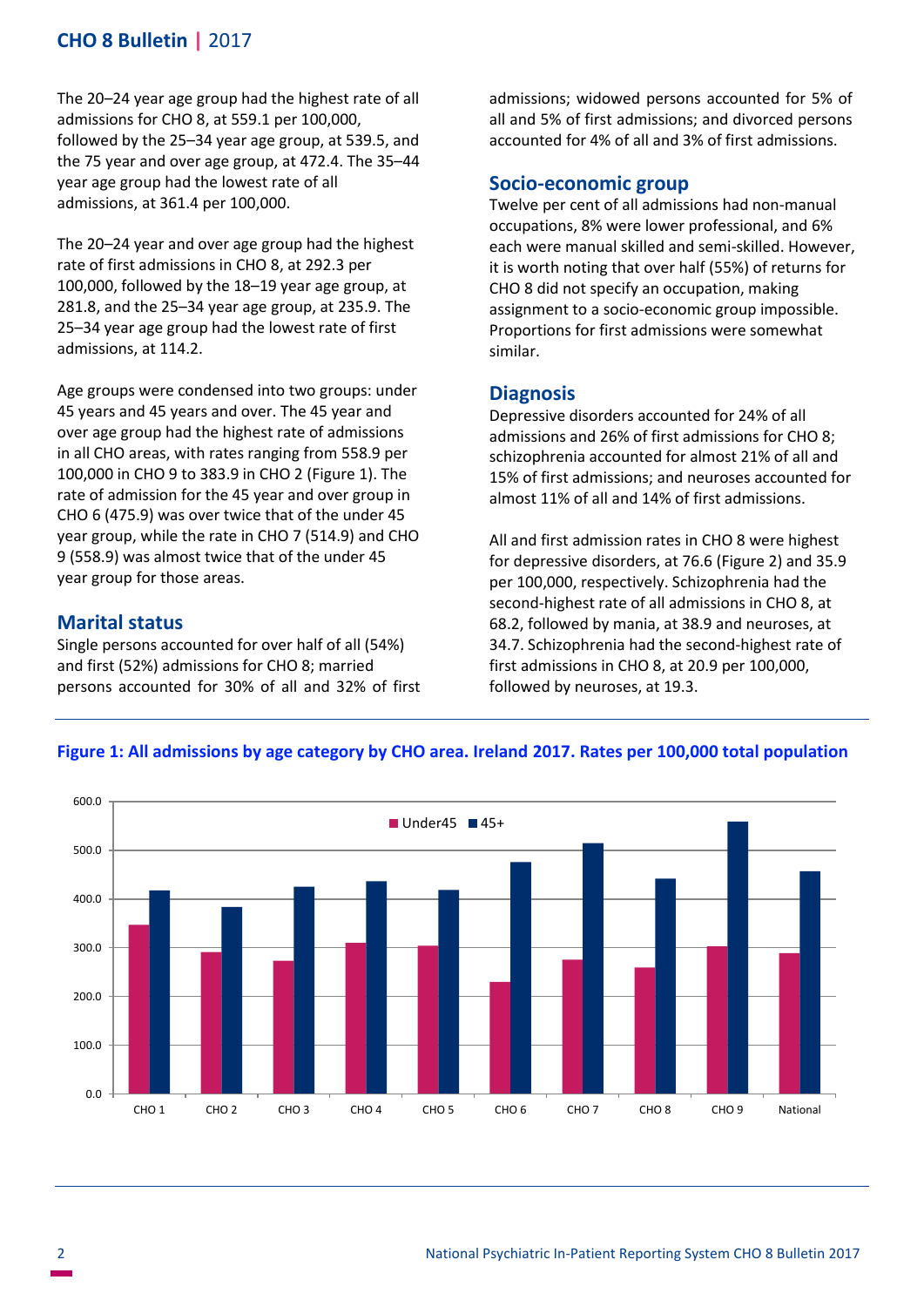The 20–24 year age group had the highest rate of all admissions for CHO 8, at 559.1 per 100,000, followed by the 25–34 year age group, at 539.5, and the 75 year and over age group, at 472.4. The 35–44 year age group had the lowest rate of all admissions, at 361.4 per 100,000.

The 20–24 year and over age group had the highest rate of first admissions in CHO 8, at 292.3 per 100,000, followed by the 18–19 year age group, at 281.8, and the 25–34 year age group, at 235.9. The 25–34 year age group had the lowest rate of first admissions, at 114.2.

Age groups were condensed into two groups: under 45 years and 45 years and over. The 45 year and over age group had the highest rate of admissions in all CHO areas, with rates ranging from 558.9 per 100,000 in CHO 9 to 383.9 in CHO 2 (Figure 1). The rate of admission for the 45 year and over group in CHO 6 (475.9) was over twice that of the under 45 year group, while the rate in CHO 7 (514.9) and CHO 9 (558.9) was almost twice that of the under 45 year group for those areas.

## Marital status

Single persons accounted for over half of all (54%) and first (52%) admissions for CHO 8; married persons accounted for 30% of all and 32% of first admissions; widowed persons accounted for 5% of all and 5% of first admissions; and divorced persons accounted for 4% of all and 3% of first admissions.

## Socio-economic group

Twelve per cent of all admissions had non-manual occupations, 8% were lower professional, and 6% each were manual skilled and semi-skilled. However, it is worth noting that over half (55%) of returns for CHO 8 did not specify an occupation, making assignment to a socio-economic group impossible. Proportions for first admissions were somewhat similar.

## Diagnosis

Depressive disorders accounted for 24% of all admissions and 26% of first admissions for CHO 8; schizophrenia accounted for almost 21% of all and 15% of first admissions; and neuroses accounted for almost 11% of all and 14% of first admissions.

All and first admission rates in CHO 8 were highest for depressive disorders, at 76.6 (Figure 2) and 35.9 per 100,000, respectively. Schizophrenia had the second-highest rate of all admissions in CHO 8, at 68.2, followed by mania, at 38.9 and neuroses, at 34.7. Schizophrenia had the second-highest rate of first admissions in CHO 8, at 20.9 per 100,000, followed by neuroses, at 19.3.

**Figure 1: All admissions by age category by CHO area. Ireland 2017. Rates per 100,000 total population**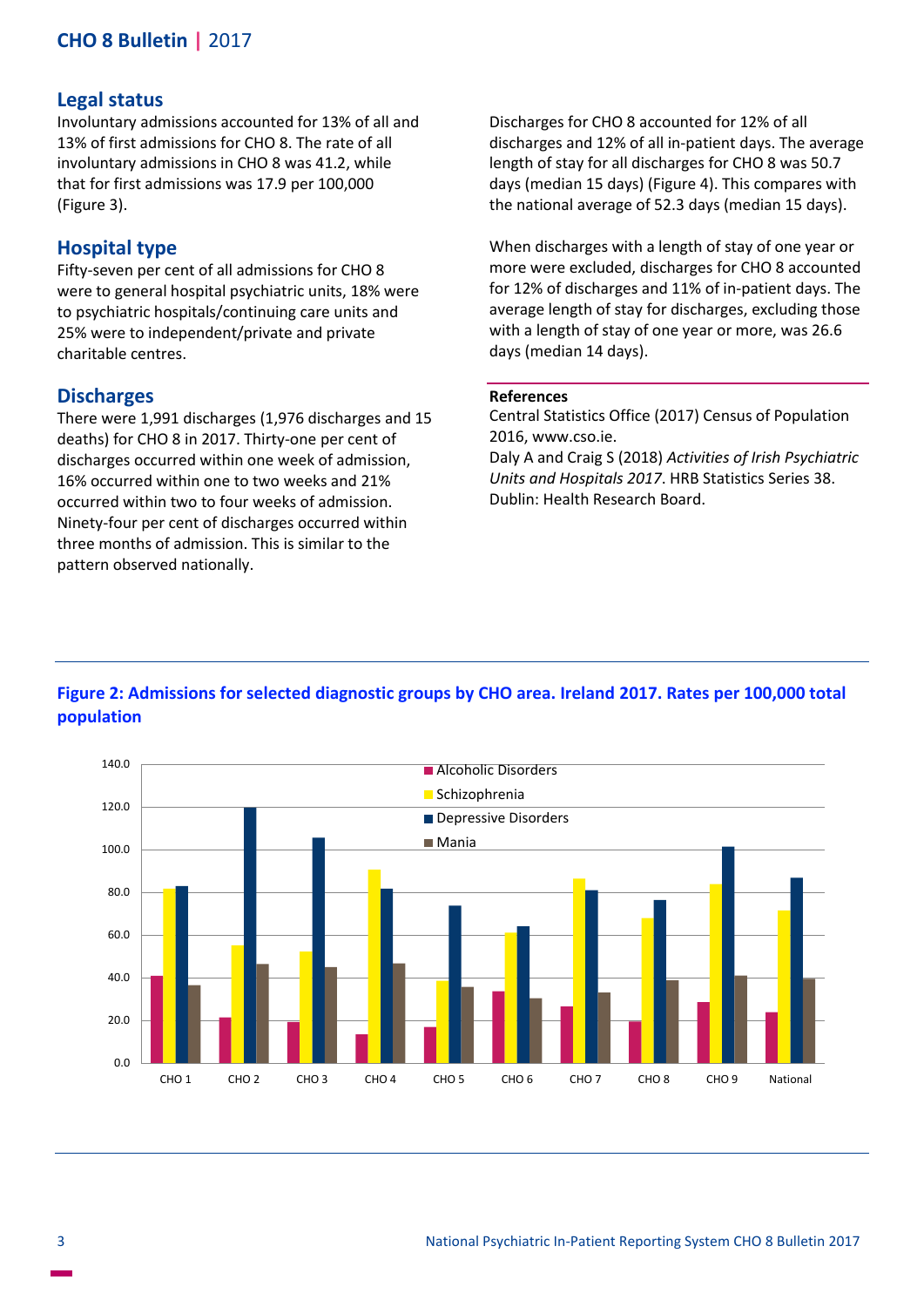## Legal status

Involuntary admissions accounted for 13% of all and 13% of first admissions for CHO 8. The rate of all involuntary admissions in CHO 8 was 41.2, while that for first admissions was 17.9 per 100,000 (Figure 3).

## Hospital type

Fifty-seven per cent of all admissions for CHO 8 were to general hospital psychiatric units, 18% were to psychiatric hospitals/continuing care units and 25% were to independent/private and private charitable centres.

## Discharges

There were 1,991 discharges (1,976 discharges and 15 deaths) for CHO 8 in 2017. Thirty-one per cent of discharges occurred within one week of admission, 16% occurred within one to two weeks and 21% occurred within two to four weeks of admission. Ninety-four per cent of discharges occurred within three months of admission. This is similar to the pattern observed nationally.

Discharges for CHO 8 accounted for 12% of all discharges and 12% of all in-patient days. The average length of stay for all discharges for CHO 8 was 50.7 days (median 15 days) (Figure 4). This compares with the national average of 52.3 days (median 15 days).

When discharges with a length of stay of one year or more were excluded, discharges for CHO 8 accounted for 12% of discharges and 11% of in-patient days. The average length of stay for discharges, excluding those with a length of stay of one year or more, was 26.6 days (median 14 days).

**References**

Central Statistics Office (2017) Census of Population 2016, www.cso.ie.

Daly A and Craig S (2018) *Activities of Irish Psychiatric Units and Hospitals 2017*. HRB Statistics Series 38. Dublin: Health Research Board.

**Figure 2: Admissions for selected diagnostic groups by CHO area. Ireland 2017. Rates per 100,000 total population**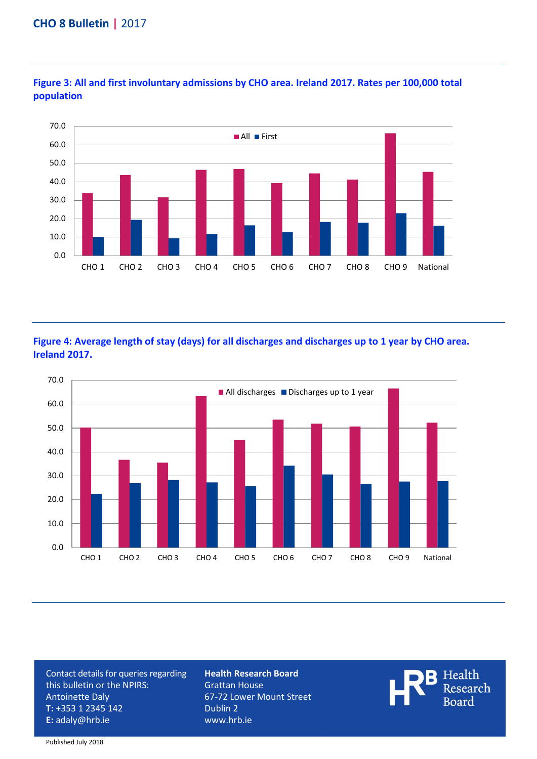**Figure 3: All and first involuntary admissions by CHO area. Ireland 2017. Rates per 100,000 total population**

70.0
60.0
50.0
40.0
30.0
20.0
10.0
0.0

All First

CHO 1 CHO 2 CHO 3 CHO 4 CHO 5 CHO 6 CHO 7 CHO 8 CHO 9 National

**Figure 4: Average length of stay (days) for all discharges and discharges up to 1 year by CHO area. Ireland 2017.**

70.0
60.0
50.0
40.0
30.0
20.0
10.0
0.0

All discharges Discharges up to 1 year

CHO 1 CHO 2 CHO 3 CHO 4 CHO 5 CHO 6 CHO 7 CHO 8 CHO 9 National

Contact details for queries regarding this bulletin or the NPIRS:
Antoinette Daly
**T:** +353 1 2345 142
**E:** adaly@hrb.ie

**Health Research Board**
Grattan House
67-72 Lower Mount Street
Dublin 2
www.hrb.ie

HRB Health Research Board

Published July 2018